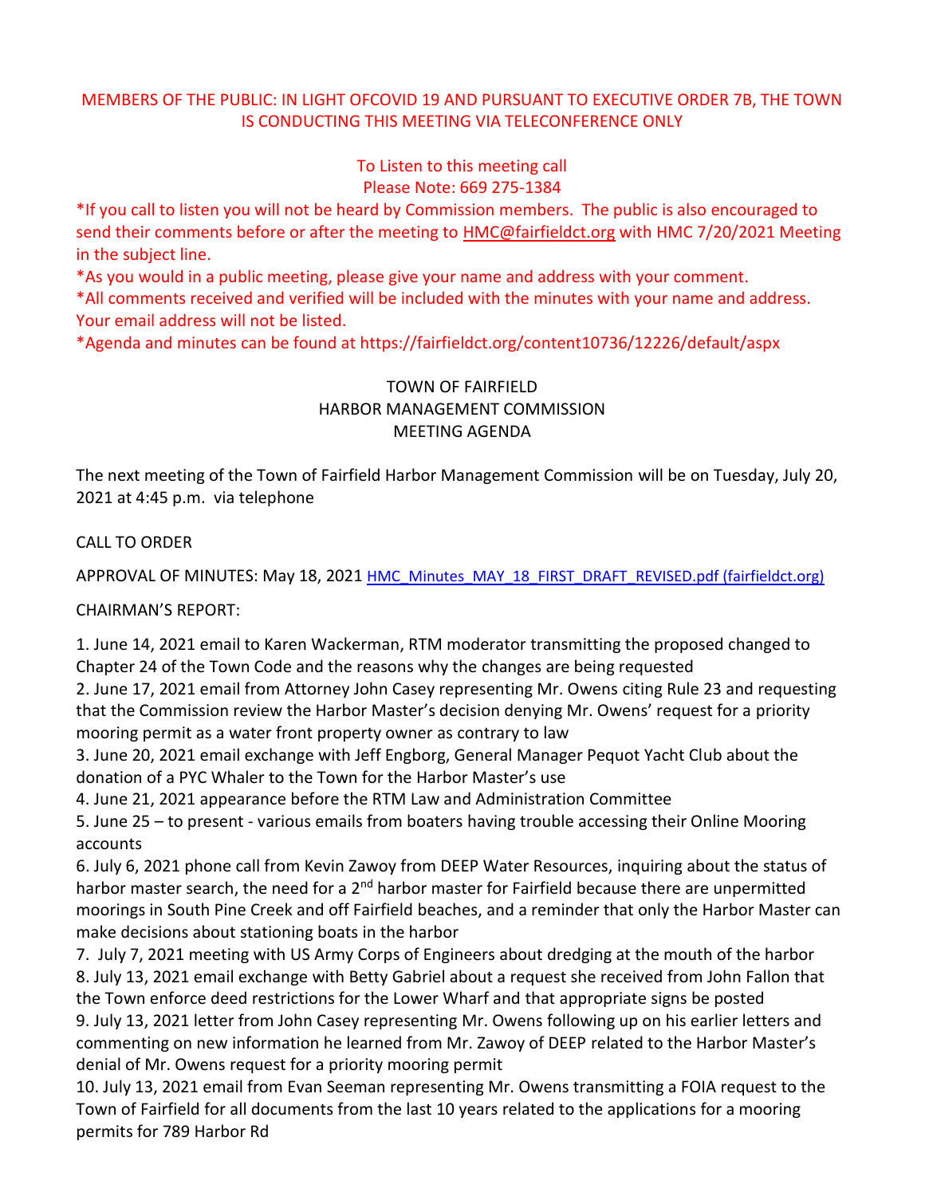MEMBERS OF THE PUBLIC: IN LIGHT OFCOVID 19 AND PURSUANT TO EXECUTIVE ORDER 7B, THE TOWN IS CONDUCTING THIS MEETING VIA TELECONFERENCE ONLY

To Listen to this meeting call
Please Note: 669 275-1384

*If you call to listen you will not be heard by Commission members. The public is also encouraged to send their comments before or after the meeting to HMC@fairfieldct.org with HMC 7/20/2021 Meeting in the subject line.

*As you would in a public meeting, please give your name and address with your comment.

*All comments received and verified will be included with the minutes with your name and address. Your email address will not be listed.

*Agenda and minutes can be found at https://fairfieldct.org/content10736/12226/default/aspx

# TOWN OF FAIRFIELD
# HARBOR MANAGEMENT COMMISSION
# MEETING AGENDA

The next meeting of the Town of Fairfield Harbor Management Commission will be on Tuesday, July 20, 2021 at 4:45 p.m. via telephone

CALL TO ORDER

APPROVAL OF MINUTES: May 18, 2021 [HMC_Minutes_MAY_18_FIRST_DRAFT_REVISED.pdf (fairfieldct.org)](HMC_Minutes_MAY_18_FIRST_DRAFT_REVISED.pdf)

CHAIRMAN'S REPORT:

1. June 14, 2021 email to Karen Wackerman, RTM moderator transmitting the proposed changed to Chapter 24 of the Town Code and the reasons why the changes are being requested
2. June 17, 2021 email from Attorney John Casey representing Mr. Owens citing Rule 23 and requesting that the Commission review the Harbor Master's decision denying Mr. Owens' request for a priority mooring permit as a water front property owner as contrary to law
3. June 20, 2021 email exchange with Jeff Engborg, General Manager Pequot Yacht Club about the donation of a PYC Whaler to the Town for the Harbor Master's use
4. June 21, 2021 appearance before the RTM Law and Administration Committee
5. June 25 – to present - various emails from boaters having trouble accessing their Online Mooring accounts
6. July 6, 2021 phone call from Kevin Zawoy from DEEP Water Resources, inquiring about the status of harbor master search, the need for a 2nd harbor master for Fairfield because there are unpermitted moorings in South Pine Creek and off Fairfield beaches, and a reminder that only the Harbor Master can make decisions about stationing boats in the harbor
7. July 7, 2021 meeting with US Army Corps of Engineers about dredging at the mouth of the harbor
8. July 13, 2021 email exchange with Betty Gabriel about a request she received from John Fallon that the Town enforce deed restrictions for the Lower Wharf and that appropriate signs be posted
9. July 13, 2021 letter from John Casey representing Mr. Owens following up on his earlier letters and commenting on new information he learned from Mr. Zawoy of DEEP related to the Harbor Master's denial of Mr. Owens request for a priority mooring permit
10. July 13, 2021 email from Evan Seeman representing Mr. Owens transmitting a FOIA request to the Town of Fairfield for all documents from the last 10 years related to the applications for a mooring permits for 789 Harbor Rd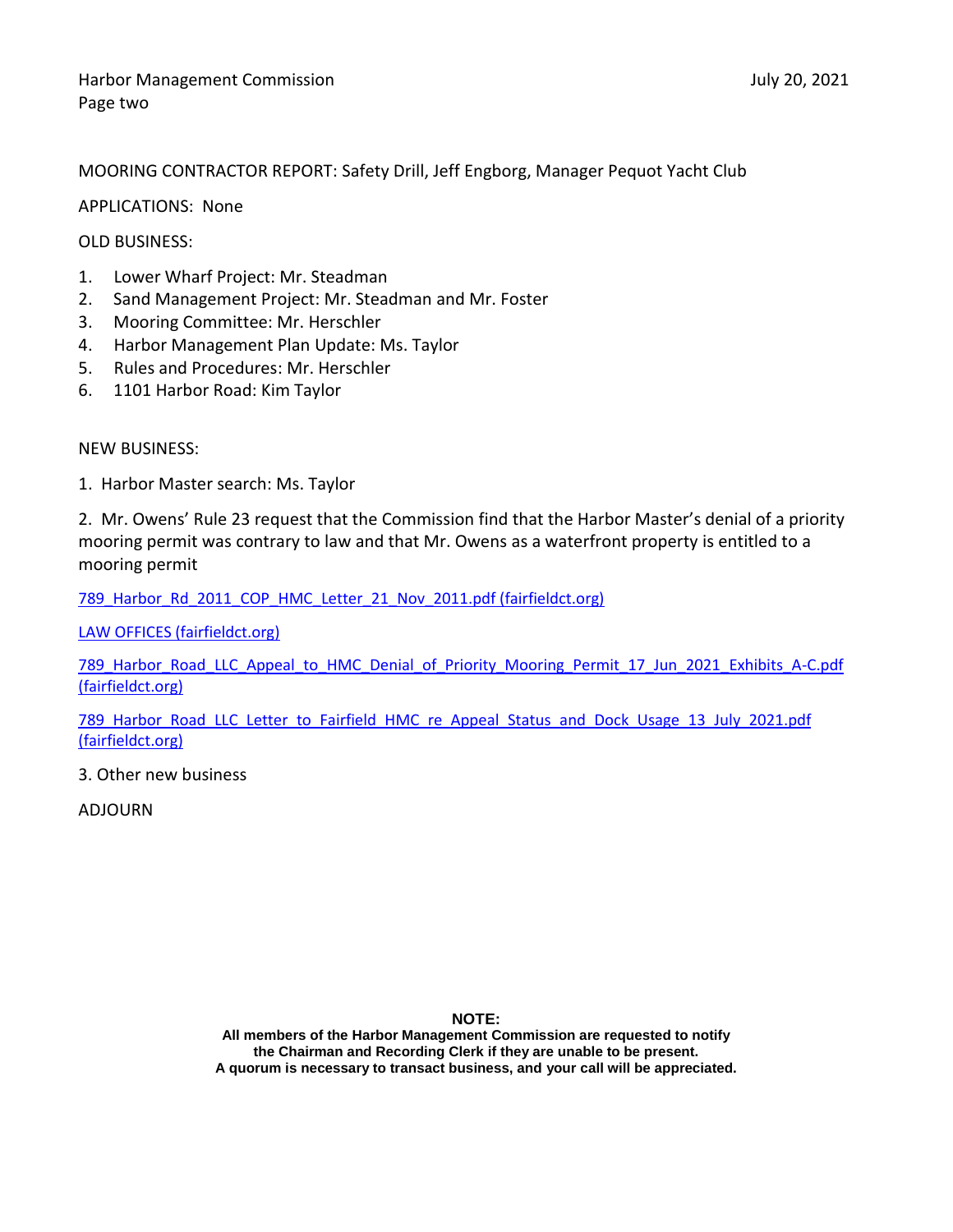MOORING CONTRACTOR REPORT: Safety Drill, Jeff Engborg, Manager Pequot Yacht Club

APPLICATIONS: None

OLD BUSINESS:

1. Lower Wharf Project: Mr. Steadman
2. Sand Management Project: Mr. Steadman and Mr. Foster
3. Mooring Committee: Mr. Herschler
4. Harbor Management Plan Update: Ms. Taylor
5. Rules and Procedures: Mr. Herschler
6. 1101 Harbor Road: Kim Taylor

NEW BUSINESS:

1. Harbor Master search: Ms. Taylor

2. Mr. Owens' Rule 23 request that the Commission find that the Harbor Master's denial of a priority mooring permit was contrary to law and that Mr. Owens as a waterfront property is entitled to a mooring permit

789_Harbor_Rd_2011_COP_HMC_Letter_21_Nov_2011.pdf (fairfieldct.org)

LAW OFFICES (fairfieldct.org)

789_Harbor_Road_LLC_Appeal_to_HMC_Denial_of_Priority_Mooring_Permit_17_Jun_2021_Exhibits_A-C.pdf (fairfieldct.org)

789_Harbor_Road_LLC_Letter_to_Fairfield_HMC_re_Appeal_Status_and_Dock_Usage_13_July_2021.pdf (fairfieldct.org)

3. Other new business

ADJOURN

**NOTE:**
**All members of the Harbor Management Commission are requested to notify the Chairman and Recording Clerk if they are unable to be present. A quorum is necessary to transact business, and your call will be appreciated.**